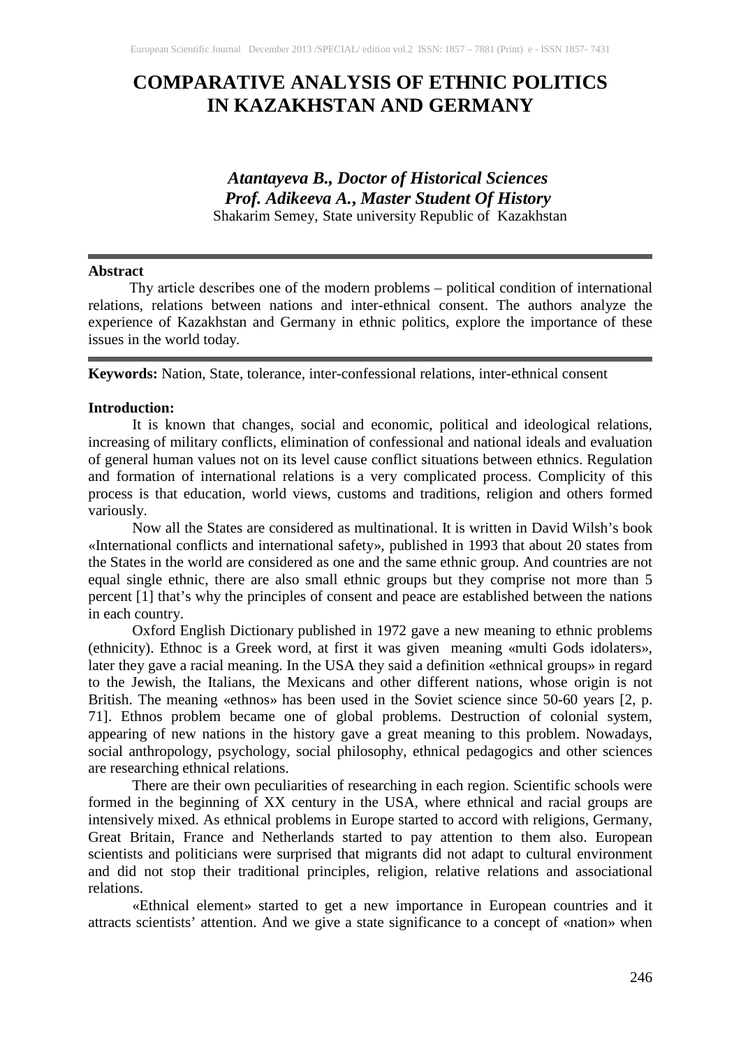# COMPARATIVE ANALYSIS OF ETHNIC POLITICS IN KAZAKHSTAN AND GERMANY

***Atantayeva B., Doctor of Historical Sciences***
***Prof. Adikeeva A., Master Student Of History***
Shakarim Semey, State university Republic of Kazakhstan

---

**Abstract**

Thy article describes one of the modern problems – political condition of international relations, relations between nations and inter-ethnical consent. The authors analyze the experience of Kazakhstan and Germany in ethnic politics, explore the importance of these issues in the world today.

---

**Keywords:** Nation, State, tolerance, inter-confessional relations, inter-ethnical consent

**Introduction:**

It is known that changes, social and economic, political and ideological relations, increasing of military conflicts, elimination of confessional and national ideals and evaluation of general human values not on its level cause conflict situations between ethnics. Regulation and formation of international relations is a very complicated process. Complicity of this process is that education, world views, customs and traditions, religion and others formed variously.

Now all the States are considered as multinational. It is written in David Wilsh's book «International conflicts and international safety», published in 1993 that about 20 states from the States in the world are considered as one and the same ethnic group. And countries are not equal single ethnic, there are also small ethnic groups but they comprise not more than 5 percent [1] that's why the principles of consent and peace are established between the nations in each country.

Oxford English Dictionary published in 1972 gave a new meaning to ethnic problems (ethnicity). Ethnoc is a Greek word, at first it was given meaning «multi Gods idolaters», later they gave a racial meaning. In the USA they said a definition «ethnical groups» in regard to the Jewish, the Italians, the Mexicans and other different nations, whose origin is not British. The meaning «ethnos» has been used in the Soviet science since 50-60 years [2, p. 71]. Ethnos problem became one of global problems. Destruction of colonial system, appearing of new nations in the history gave a great meaning to this problem. Nowadays, social anthropology, psychology, social philosophy, ethnical pedagogics and other sciences are researching ethnical relations.

There are their own peculiarities of researching in each region. Scientific schools were formed in the beginning of XX century in the USA, where ethnical and racial groups are intensively mixed. As ethnical problems in Europe started to accord with religions, Germany, Great Britain, France and Netherlands started to pay attention to them also. European scientists and politicians were surprised that migrants did not adapt to cultural environment and did not stop their traditional principles, religion, relative relations and associational relations.

«Ethnical element» started to get a new importance in European countries and it attracts scientists' attention. And we give a state significance to a concept of «nation» when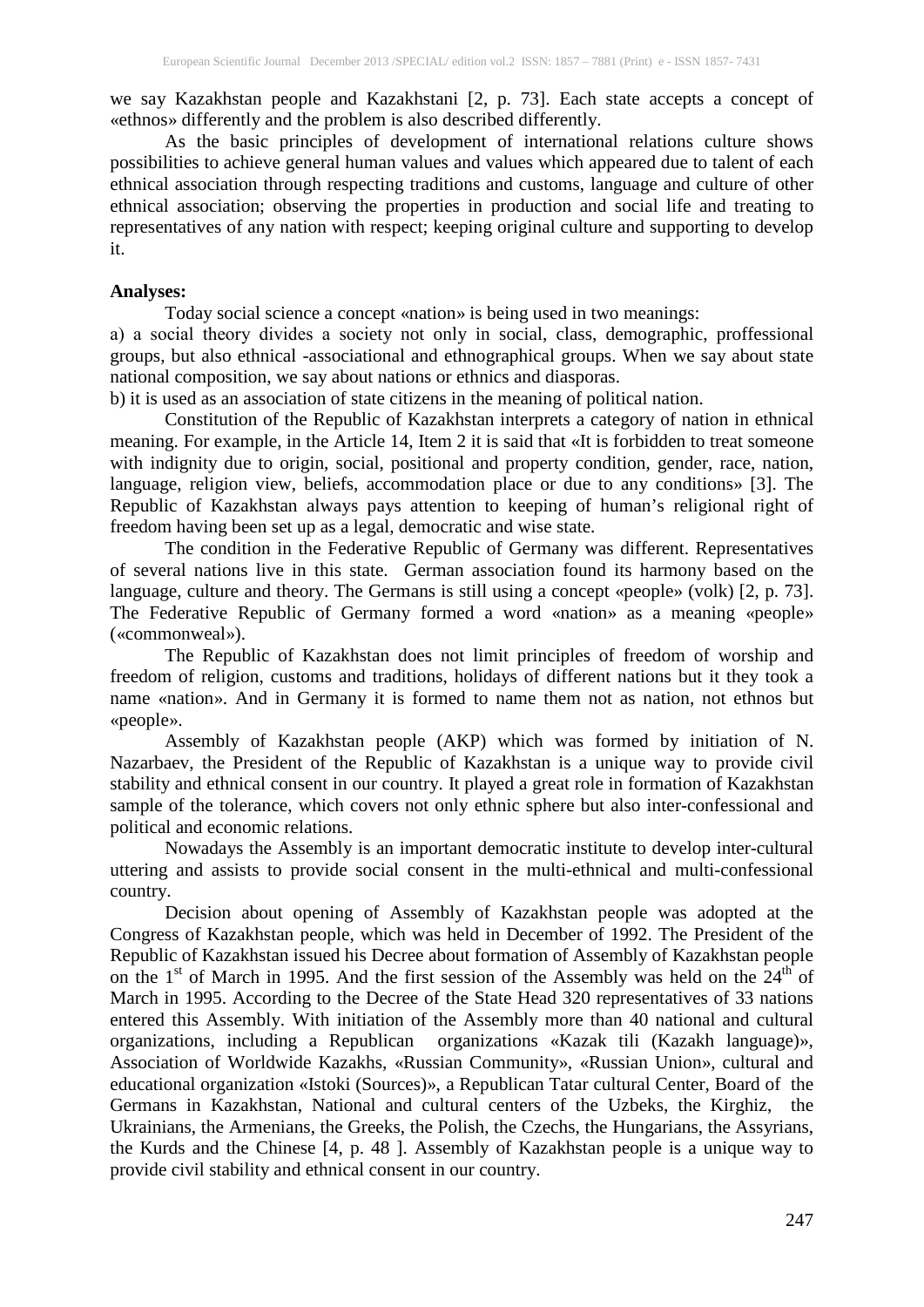we say Kazakhstan people and Kazakhstani [2, p. 73]. Each state accepts a concept of «ethnos» differently and the problem is also described differently.

As the basic principles of development of international relations culture shows possibilities to achieve general human values and values which appeared due to talent of each ethnical association through respecting traditions and customs, language and culture of other ethnical association; observing the properties in production and social life and treating to representatives of any nation with respect; keeping original culture and supporting to develop it.

**Analyses:**

Today social science a concept «nation» is being used in two meanings:

a) a social theory divides a society not only in social, class, demographic, proffessional groups, but also ethnical -associational and ethnographical groups. When we say about state national composition, we say about nations or ethnics and diasporas.

b) it is used as an association of state citizens in the meaning of political nation.

Constitution of the Republic of Kazakhstan interprets a category of nation in ethnical meaning. For example, in the Article 14, Item 2 it is said that «It is forbidden to treat someone with indignity due to origin, social, positional and property condition, gender, race, nation, language, religion view, beliefs, accommodation place or due to any conditions» [3]. The Republic of Kazakhstan always pays attention to keeping of human's religional right of freedom having been set up as a legal, democratic and wise state.

The condition in the Federative Republic of Germany was different. Representatives of several nations live in this state. German association found its harmony based on the language, culture and theory. The Germans is still using a concept «people» (volk) [2, p. 73]. The Federative Republic of Germany formed a word «nation» as a meaning «people» («commonweal»).

The Republic of Kazakhstan does not limit principles of freedom of worship and freedom of religion, customs and traditions, holidays of different nations but it they took a name «nation». And in Germany it is formed to name them not as nation, not ethnos but «people».

Assembly of Kazakhstan people (AKP) which was formed by initiation of N. Nazarbaev, the President of the Republic of Kazakhstan is a unique way to provide civil stability and ethnical consent in our country. It played a great role in formation of Kazakhstan sample of the tolerance, which covers not only ethnic sphere but also inter-confessional and political and economic relations.

Nowadays the Assembly is an important democratic institute to develop inter-cultural uttering and assists to provide social consent in the multi-ethnical and multi-confessional country.

Decision about opening of Assembly of Kazakhstan people was adopted at the Congress of Kazakhstan people, which was held in December of 1992. The President of the Republic of Kazakhstan issued his Decree about formation of Assembly of Kazakhstan people on the 1st of March in 1995. And the first session of the Assembly was held on the 24th of March in 1995. According to the Decree of the State Head 320 representatives of 33 nations entered this Assembly. With initiation of the Assembly more than 40 national and cultural organizations, including a Republican organizations «Kazak tili (Kazakh language)», Association of Worldwide Kazakhs, «Russian Community», «Russian Union», cultural and educational organization «Istoki (Sources)», a Republican Tatar cultural Center, Board of the Germans in Kazakhstan, National and cultural centers of the Uzbeks, the Kirghiz, the Ukrainians, the Armenians, the Greeks, the Polish, the Czechs, the Hungarians, the Assyrians, the Kurds and the Chinese [4, p. 48 ]. Assembly of Kazakhstan people is a unique way to provide civil stability and ethnical consent in our country.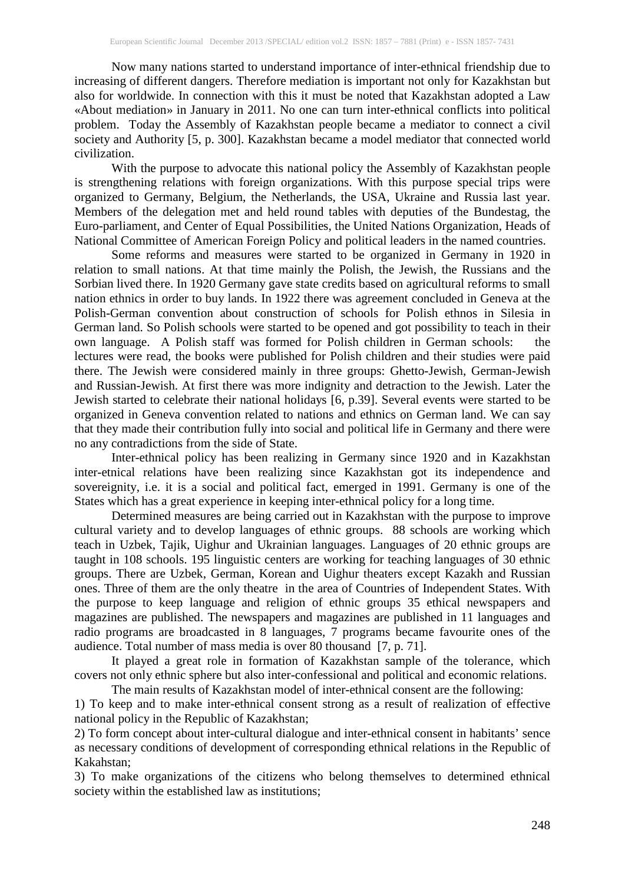Now many nations started to understand importance of inter-ethnical friendship due to increasing of different dangers. Therefore mediation is important not only for Kazakhstan but also for worldwide. In connection with this it must be noted that Kazakhstan adopted a Law «About mediation» in January in 2011. No one can turn inter-ethnical conflicts into political problem. Today the Assembly of Kazakhstan people became a mediator to connect a civil society and Authority [5, p. 300]. Kazakhstan became a model mediator that connected world civilization.

With the purpose to advocate this national policy the Assembly of Kazakhstan people is strengthening relations with foreign organizations. With this purpose special trips were organized to Germany, Belgium, the Netherlands, the USA, Ukraine and Russia last year. Members of the delegation met and held round tables with deputies of the Bundestag, the Euro-parliament, and Center of Equal Possibilities, the United Nations Organization, Heads of National Committee of American Foreign Policy and political leaders in the named countries.

Some reforms and measures were started to be organized in Germany in 1920 in relation to small nations. At that time mainly the Polish, the Jewish, the Russians and the Sorbian lived there. In 1920 Germany gave state credits based on agricultural reforms to small nation ethnics in order to buy lands. In 1922 there was agreement concluded in Geneva at the Polish-German convention about construction of schools for Polish ethnos in Silesia in German land. So Polish schools were started to be opened and got possibility to teach in their own language. A Polish staff was formed for Polish children in German schools: the lectures were read, the books were published for Polish children and their studies were paid there. The Jewish were considered mainly in three groups: Ghetto-Jewish, German-Jewish and Russian-Jewish. At first there was more indignity and detraction to the Jewish. Later the Jewish started to celebrate their national holidays [6, p.39]. Several events were started to be organized in Geneva convention related to nations and ethnics on German land. We can say that they made their contribution fully into social and political life in Germany and there were no any contradictions from the side of State.

Inter-ethnical policy has been realizing in Germany since 1920 and in Kazakhstan inter-etnical relations have been realizing since Kazakhstan got its independence and sovereignity, i.e. it is a social and political fact, emerged in 1991. Germany is one of the States which has a great experience in keeping inter-ethnical policy for a long time.

Determined measures are being carried out in Kazakhstan with the purpose to improve cultural variety and to develop languages of ethnic groups. 88 schools are working which teach in Uzbek, Tajik, Uighur and Ukrainian languages. Languages of 20 ethnic groups are taught in 108 schools. 195 linguistic centers are working for teaching languages of 30 ethnic groups. There are Uzbek, German, Korean and Uighur theaters except Kazakh and Russian ones. Three of them are the only theatre in the area of Countries of Independent States. With the purpose to keep language and religion of ethnic groups 35 ethical newspapers and magazines are published. The newspapers and magazines are published in 11 languages and radio programs are broadcasted in 8 languages, 7 programs became favourite ones of the audience. Total number of mass media is over 80 thousand [7, p. 71].

It played a great role in formation of Kazakhstan sample of the tolerance, which covers not only ethnic sphere but also inter-confessional and political and economic relations.

The main results of Kazakhstan model of inter-ethnical consent are the following:

1) To keep and to make inter-ethnical consent strong as a result of realization of effective national policy in the Republic of Kazakhstan;

2) To form concept about inter-cultural dialogue and inter-ethnical consent in habitants' sence as necessary conditions of development of corresponding ethnical relations in the Republic of Kakahstan;

3) To make organizations of the citizens who belong themselves to determined ethnical society within the established law as institutions;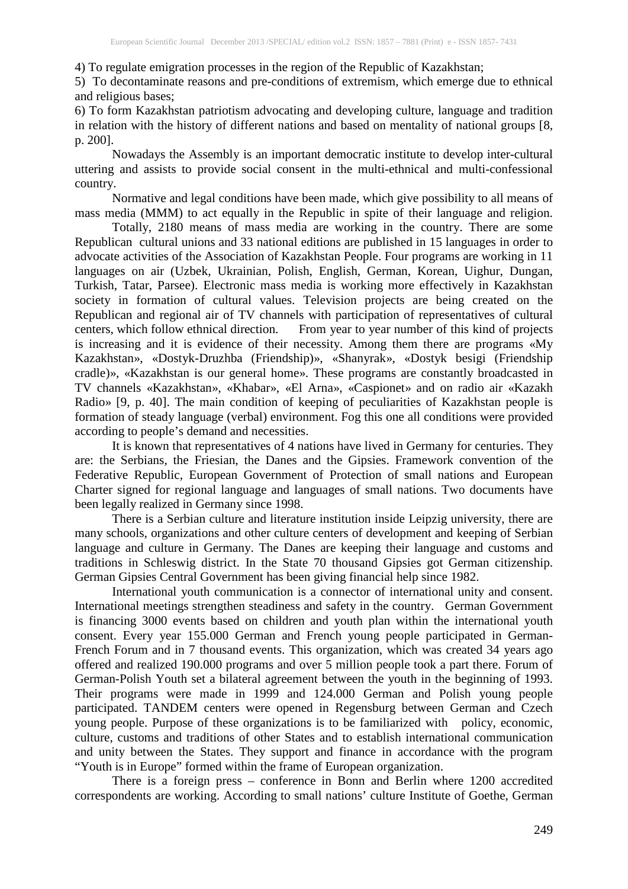4) To regulate emigration processes in the region of the Republic of Kazakhstan;

5) To decontaminate reasons and pre-conditions of extremism, which emerge due to ethnical and religious bases;

6) To form Kazakhstan patriotism advocating and developing culture, language and tradition in relation with the history of different nations and based on mentality of national groups [8, p. 200].

Nowadays the Assembly is an important democratic institute to develop inter-cultural uttering and assists to provide social consent in the multi-ethnical and multi-confessional country.

Normative and legal conditions have been made, which give possibility to all means of mass media (MMM) to act equally in the Republic in spite of their language and religion.

Totally, 2180 means of mass media are working in the country. There are some Republican cultural unions and 33 national editions are published in 15 languages in order to advocate activities of the Association of Kazakhstan People. Four programs are working in 11 languages on air (Uzbek, Ukrainian, Polish, English, German, Korean, Uighur, Dungan, Turkish, Tatar, Parsee). Electronic mass media is working more effectively in Kazakhstan society in formation of cultural values. Television projects are being created on the Republican and regional air of TV channels with participation of representatives of cultural centers, which follow ethnical direction. From year to year number of this kind of projects is increasing and it is evidence of their necessity. Among them there are programs «My Kazakhstan», «Dostyk-Druzhba (Friendship)», «Shanyrak», «Dostyk besigi (Friendship cradle)», «Kazakhstan is our general home». These programs are constantly broadcasted in TV channels «Kazakhstan», «Khabar», «El Arna», «Caspionet» and on radio air «Kazakh Radio» [9, p. 40]. The main condition of keeping of peculiarities of Kazakhstan people is formation of steady language (verbal) environment. Fog this one all conditions were provided according to people's demand and necessities.

It is known that representatives of 4 nations have lived in Germany for centuries. They are: the Serbians, the Friesian, the Danes and the Gipsies. Framework convention of the Federative Republic, European Government of Protection of small nations and European Charter signed for regional language and languages of small nations. Two documents have been legally realized in Germany since 1998.

There is a Serbian culture and literature institution inside Leipzig university, there are many schools, organizations and other culture centers of development and keeping of Serbian language and culture in Germany. The Danes are keeping their language and customs and traditions in Schleswig district. In the State 70 thousand Gipsies got German citizenship. German Gipsies Central Government has been giving financial help since 1982.

International youth communication is a connector of international unity and consent. International meetings strengthen steadiness and safety in the country. German Government is financing 3000 events based on children and youth plan within the international youth consent. Every year 155.000 German and French young people participated in German-French Forum and in 7 thousand events. This organization, which was created 34 years ago offered and realized 190.000 programs and over 5 million people took a part there. Forum of German-Polish Youth set a bilateral agreement between the youth in the beginning of 1993. Their programs were made in 1999 and 124.000 German and Polish young people participated. TANDEM centers were opened in Regensburg between German and Czech young people. Purpose of these organizations is to be familiarized with policy, economic, culture, customs and traditions of other States and to establish international communication and unity between the States. They support and finance in accordance with the program "Youth is in Europe" formed within the frame of European organization.

There is a foreign press – conference in Bonn and Berlin where 1200 accredited correspondents are working. According to small nations' culture Institute of Goethe, German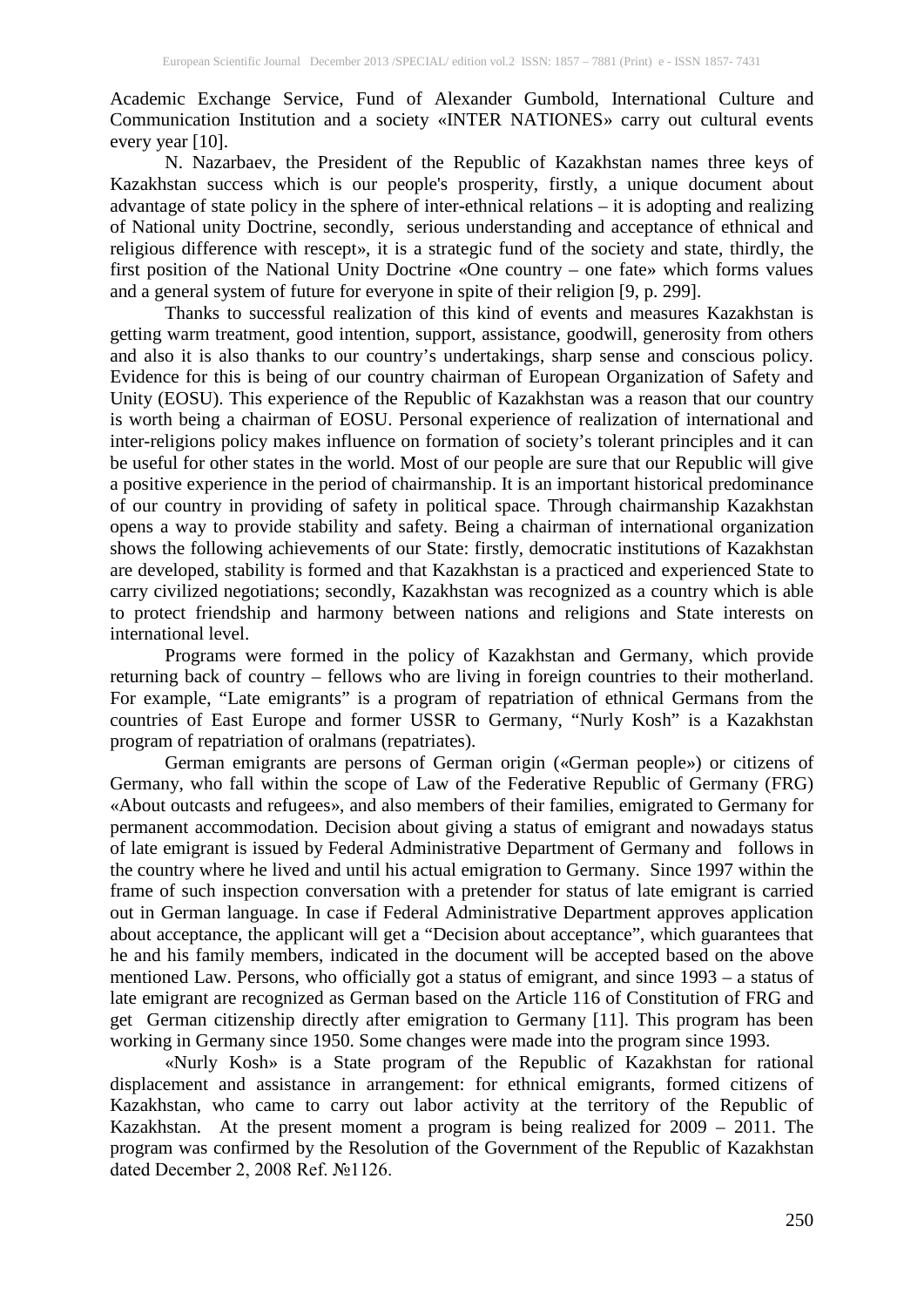Academic Exchange Service, Fund of Alexander Gumbold, International Culture and Communication Institution and a society «INTER NATIONES» carry out cultural events every year [10].

N. Nazarbaev, the President of the Republic of Kazakhstan names three keys of Kazakhstan success which is our people's prosperity, firstly, a unique document about advantage of state policy in the sphere of inter-ethnical relations – it is adopting and realizing of National unity Doctrine, secondly, serious understanding and acceptance of ethnical and religious difference with rescept», it is a strategic fund of the society and state, thirdly, the first position of the National Unity Doctrine «One country – one fate» which forms values and a general system of future for everyone in spite of their religion [9, p. 299].

Thanks to successful realization of this kind of events and measures Kazakhstan is getting warm treatment, good intention, support, assistance, goodwill, generosity from others and also it is also thanks to our country's undertakings, sharp sense and conscious policy. Evidence for this is being of our country chairman of European Organization of Safety and Unity (EOSU). This experience of the Republic of Kazakhstan was a reason that our country is worth being a chairman of EOSU. Personal experience of realization of international and inter-religions policy makes influence on formation of society's tolerant principles and it can be useful for other states in the world. Most of our people are sure that our Republic will give a positive experience in the period of chairmanship. It is an important historical predominance of our country in providing of safety in political space. Through chairmanship Kazakhstan opens a way to provide stability and safety. Being a chairman of international organization shows the following achievements of our State: firstly, democratic institutions of Kazakhstan are developed, stability is formed and that Kazakhstan is a practiced and experienced State to carry civilized negotiations; secondly, Kazakhstan was recognized as a country which is able to protect friendship and harmony between nations and religions and State interests on international level.

Programs were formed in the policy of Kazakhstan and Germany, which provide returning back of country – fellows who are living in foreign countries to their motherland. For example, "Late emigrants" is a program of repatriation of ethnical Germans from the countries of East Europe and former USSR to Germany, "Nurly Kosh" is a Kazakhstan program of repatriation of oralmans (repatriates).

German emigrants are persons of German origin («German people») or citizens of Germany, who fall within the scope of Law of the Federative Republic of Germany (FRG) «About outcasts and refugees», and also members of their families, emigrated to Germany for permanent accommodation. Decision about giving a status of emigrant and nowadays status of late emigrant is issued by Federal Administrative Department of Germany and follows in the country where he lived and until his actual emigration to Germany. Since 1997 within the frame of such inspection conversation with a pretender for status of late emigrant is carried out in German language. In case if Federal Administrative Department approves application about acceptance, the applicant will get a "Decision about acceptance", which guarantees that he and his family members, indicated in the document will be accepted based on the above mentioned Law. Persons, who officially got a status of emigrant, and since 1993 – a status of late emigrant are recognized as German based on the Article 116 of Constitution of FRG and get German citizenship directly after emigration to Germany [11]. This program has been working in Germany since 1950. Some changes were made into the program since 1993.

«Nurly Kosh» is a State program of the Republic of Kazakhstan for rational displacement and assistance in arrangement: for ethnical emigrants, formed citizens of Kazakhstan, who came to carry out labor activity at the territory of the Republic of Kazakhstan. At the present moment a program is being realized for 2009 – 2011. The program was confirmed by the Resolution of the Government of the Republic of Kazakhstan dated December 2, 2008 Ref. №1126.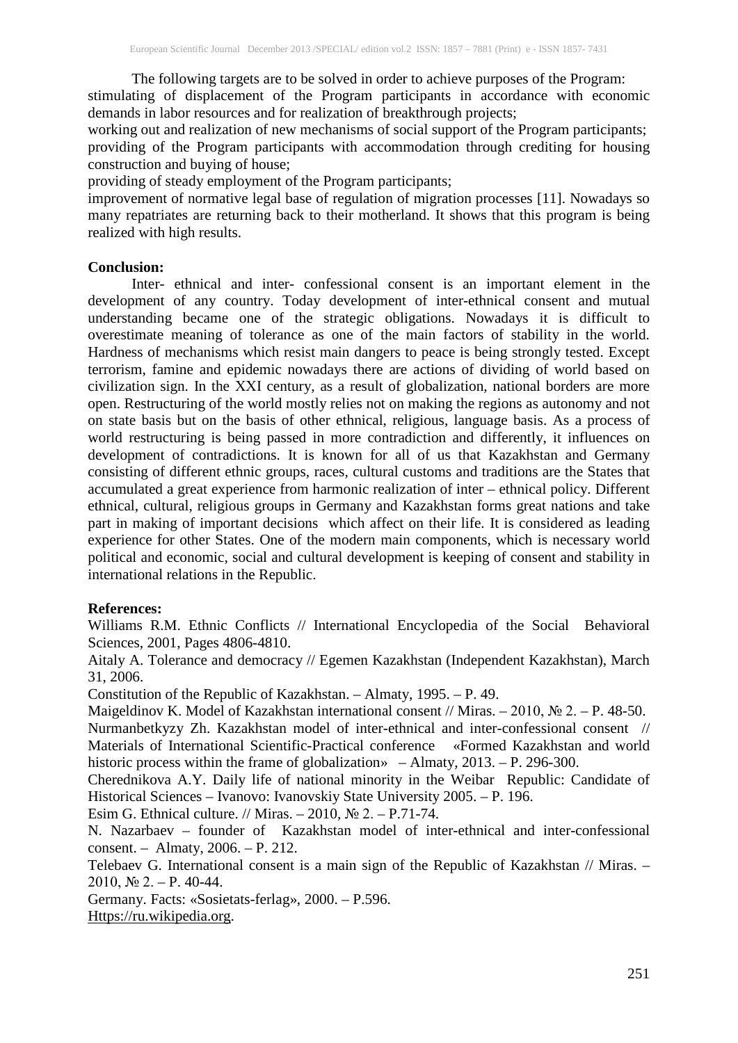The following targets are to be solved in order to achieve purposes of the Program:
stimulating of displacement of the Program participants in accordance with economic demands in labor resources and for realization of breakthrough projects;
working out and realization of new mechanisms of social support of the Program participants;
providing of the Program participants with accommodation through crediting for housing construction and buying of house;
providing of steady employment of the Program participants;
improvement of normative legal base of regulation of migration processes [11]. Nowadays so many repatriates are returning back to their motherland. It shows that this program is being realized with high results.

**Conclusion:**

Inter- ethnical and inter- confessional consent is an important element in the development of any country. Today development of inter-ethnical consent and mutual understanding became one of the strategic obligations. Nowadays it is difficult to overestimate meaning of tolerance as one of the main factors of stability in the world. Hardness of mechanisms which resist main dangers to peace is being strongly tested. Except terrorism, famine and epidemic nowadays there are actions of dividing of world based on civilization sign. In the XXI century, as a result of globalization, national borders are more open. Restructuring of the world mostly relies not on making the regions as autonomy and not on state basis but on the basis of other ethnical, religious, language basis. As a process of world restructuring is being passed in more contradiction and differently, it influences on development of contradictions. It is known for all of us that Kazakhstan and Germany consisting of different ethnic groups, races, cultural customs and traditions are the States that accumulated a great experience from harmonic realization of inter – ethnical policy. Different ethnical, cultural, religious groups in Germany and Kazakhstan forms great nations and take part in making of important decisions which affect on their life. It is considered as leading experience for other States. One of the modern main components, which is necessary world political and economic, social and cultural development is keeping of consent and stability in international relations in the Republic.

**References:**

Williams R.M. Ethnic Conflicts // International Encyclopedia of the Social Behavioral Sciences, 2001, Pages 4806-4810.

Aitaly A. Tolerance and democracy // Egemen Kazakhstan (Independent Kazakhstan), March 31, 2006.

Constitution of the Republic of Kazakhstan. – Almaty, 1995. – P. 49.

Maigeldinov K. Model of Kazakhstan international consent // Miras. – 2010, № 2. – P. 48-50.

Nurmanbetkyzy Zh. Kazakhstan model of inter-ethnical and inter-confessional consent // Materials of International Scientific-Practical conference «Formed Kazakhstan and world historic process within the frame of globalization» – Almaty, 2013. – P. 296-300.

Cherednikova A.Y. Daily life of national minority in the Weibar Republic: Candidate of Historical Sciences – Ivanovo: Ivanovskiy State University 2005. – P. 196.

Esim G. Ethnical culture. // Miras. – 2010, № 2. – P.71-74.

N. Nazarbaev – founder of Kazakhstan model of inter-ethnical and inter-confessional consent. – Almaty, 2006. – P. 212.

Telebaev G. International consent is a main sign of the Republic of Kazakhstan // Miras. – 2010, № 2. – P. 40-44.

Germany. Facts: «Sosietats-ferlag», 2000. – P.596.

Https://ru.wikipedia.org.